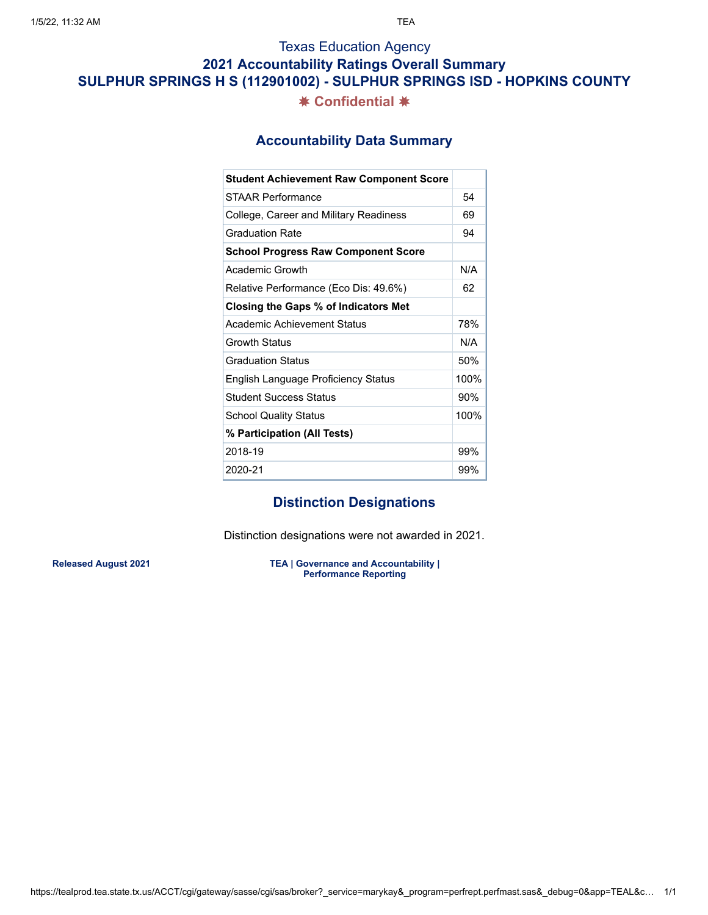Texas Education Agency

# 2021 Accountability Ratings Overall Summary

## SULPHUR SPRINGS H S (112901002) - SULPHUR SPRINGS ISD - HOPKINS COUNTY

**✷ Confidential ✷**

## Accountability Data Summary

| **Student Achievement Raw Component Score** | |
|---|---|
| STAAR Performance | 54 |
| College, Career and Military Readiness | 69 |
| Graduation Rate | 94 |
| **School Progress Raw Component Score** | |
| Academic Growth | N/A |
| Relative Performance (Eco Dis: 49.6%) | 62 |
| **Closing the Gaps % of Indicators Met** | |
| Academic Achievement Status | 78% |
| Growth Status | N/A |
| Graduation Status | 50% |
| English Language Proficiency Status | 100% |
| Student Success Status | 90% |
| School Quality Status | 100% |
| **% Participation (All Tests)** | |
| 2018-19 | 99% |
| 2020-21 | 99% |

## Distinction Designations

Distinction designations were not awarded in 2021.

**Released August 2021**

**TEA | Governance and Accountability | Performance Reporting**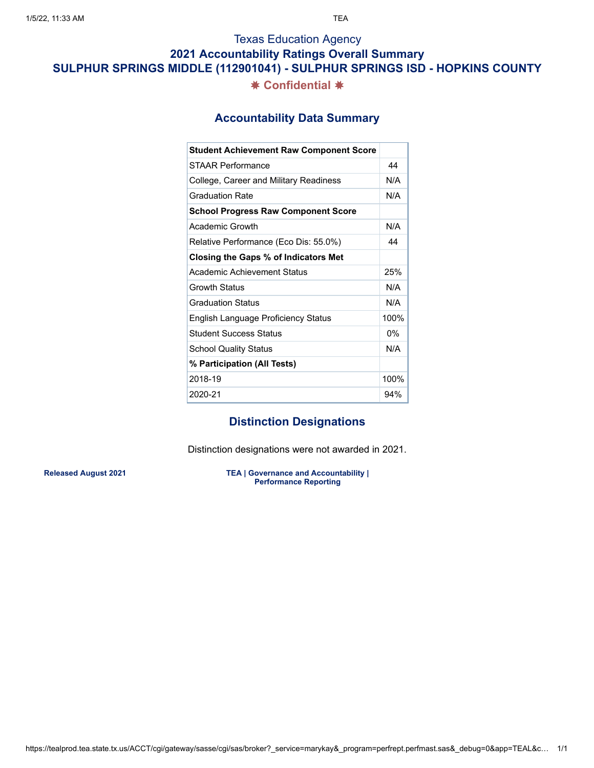Texas Education Agency

## 2021 Accountability Ratings Overall Summary

## SULPHUR SPRINGS MIDDLE (112901041) - SULPHUR SPRINGS ISD - HOPKINS COUNTY

**✷ Confidential ✷**

### Accountability Data Summary

| **Student Achievement Raw Component Score** | |
|---|---|
| STAAR Performance | 44 |
| College, Career and Military Readiness | N/A |
| Graduation Rate | N/A |
| **School Progress Raw Component Score** | |
| Academic Growth | N/A |
| Relative Performance (Eco Dis: 55.0%) | 44 |
| **Closing the Gaps % of Indicators Met** | |
| Academic Achievement Status | 25% |
| Growth Status | N/A |
| Graduation Status | N/A |
| English Language Proficiency Status | 100% |
| Student Success Status | 0% |
| School Quality Status | N/A |
| **% Participation (All Tests)** | |
| 2018-19 | 100% |
| 2020-21 | 94% |

### Distinction Designations

Distinction designations were not awarded in 2021.

**Released August 2021**

**TEA | Governance and Accountability | Performance Reporting**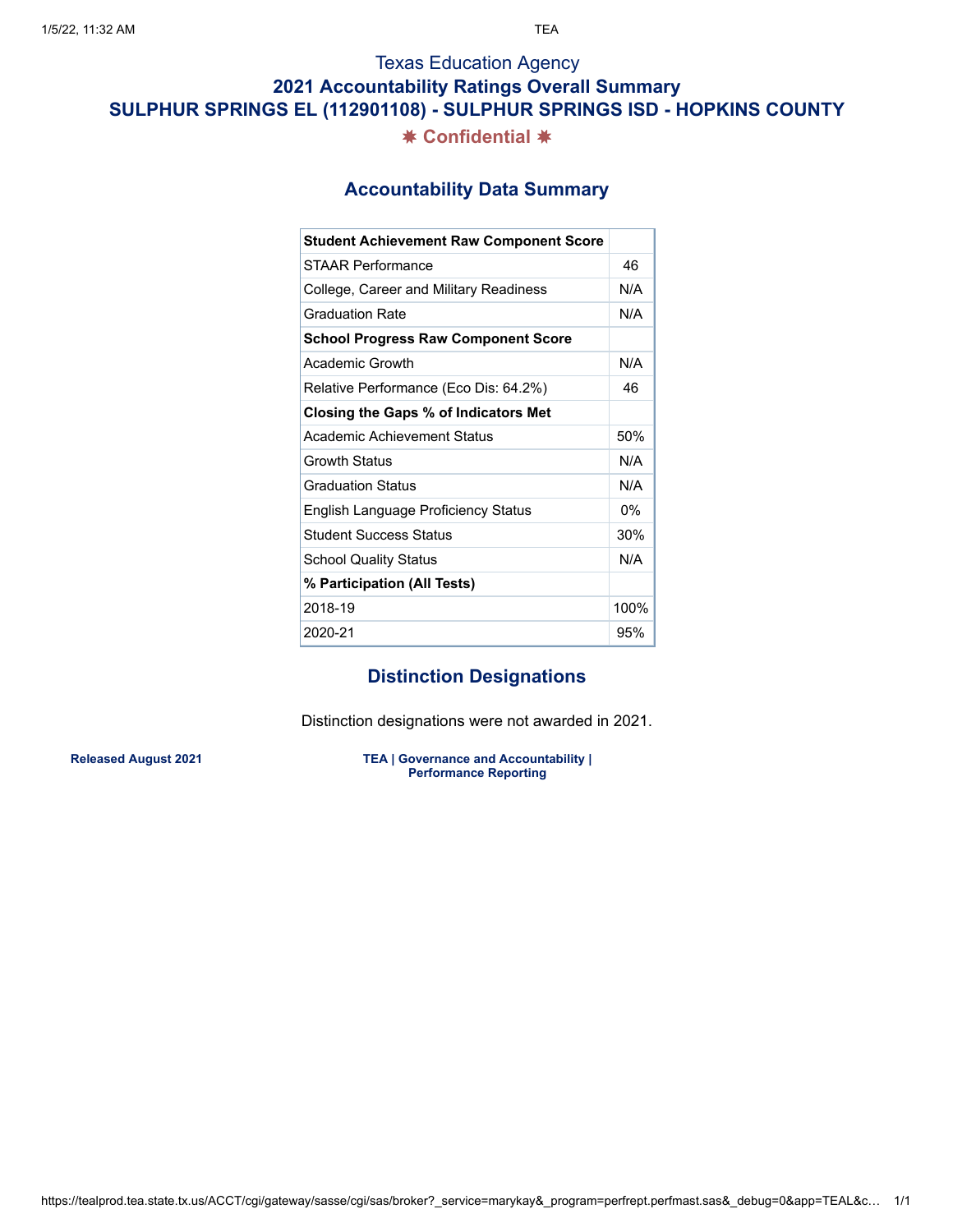# Texas Education Agency

## 2021 Accountability Ratings Overall Summary

## SULPHUR SPRINGS EL (112901108) - SULPHUR SPRINGS ISD - HOPKINS COUNTY

**✷ Confidential ✷**

### Accountability Data Summary

| **Student Achievement Raw Component Score** | |
|---|---|
| STAAR Performance | 46 |
| College, Career and Military Readiness | N/A |
| Graduation Rate | N/A |
| **School Progress Raw Component Score** | |
| Academic Growth | N/A |
| Relative Performance (Eco Dis: 64.2%) | 46 |
| **Closing the Gaps % of Indicators Met** | |
| Academic Achievement Status | 50% |
| Growth Status | N/A |
| Graduation Status | N/A |
| English Language Proficiency Status | 0% |
| Student Success Status | 30% |
| School Quality Status | N/A |
| **% Participation (All Tests)** | |
| 2018-19 | 100% |
| 2020-21 | 95% |

### Distinction Designations

Distinction designations were not awarded in 2021.

**Released August 2021**

**TEA | Governance and Accountability | Performance Reporting**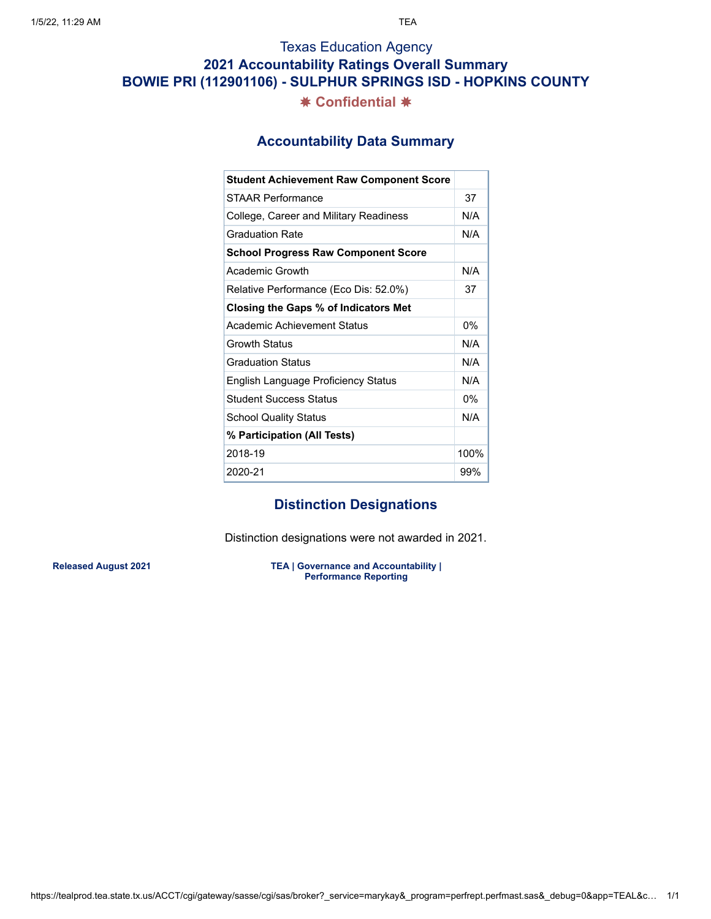Texas Education Agency

## 2021 Accountability Ratings Overall Summary

## BOWIE PRI (112901106) - SULPHUR SPRINGS ISD - HOPKINS COUNTY

**✷ Confidential ✷**

### Accountability Data Summary

| **Student Achievement Raw Component Score** | |
|---|---|
| STAAR Performance | 37 |
| College, Career and Military Readiness | N/A |
| Graduation Rate | N/A |
| **School Progress Raw Component Score** | |
| Academic Growth | N/A |
| Relative Performance (Eco Dis: 52.0%) | 37 |
| **Closing the Gaps % of Indicators Met** | |
| Academic Achievement Status | 0% |
| Growth Status | N/A |
| Graduation Status | N/A |
| English Language Proficiency Status | N/A |
| Student Success Status | 0% |
| School Quality Status | N/A |
| **% Participation (All Tests)** | |
| 2018-19 | 100% |
| 2020-21 | 99% |

### Distinction Designations

Distinction designations were not awarded in 2021.

**Released August 2021**

**TEA | Governance and Accountability | Performance Reporting**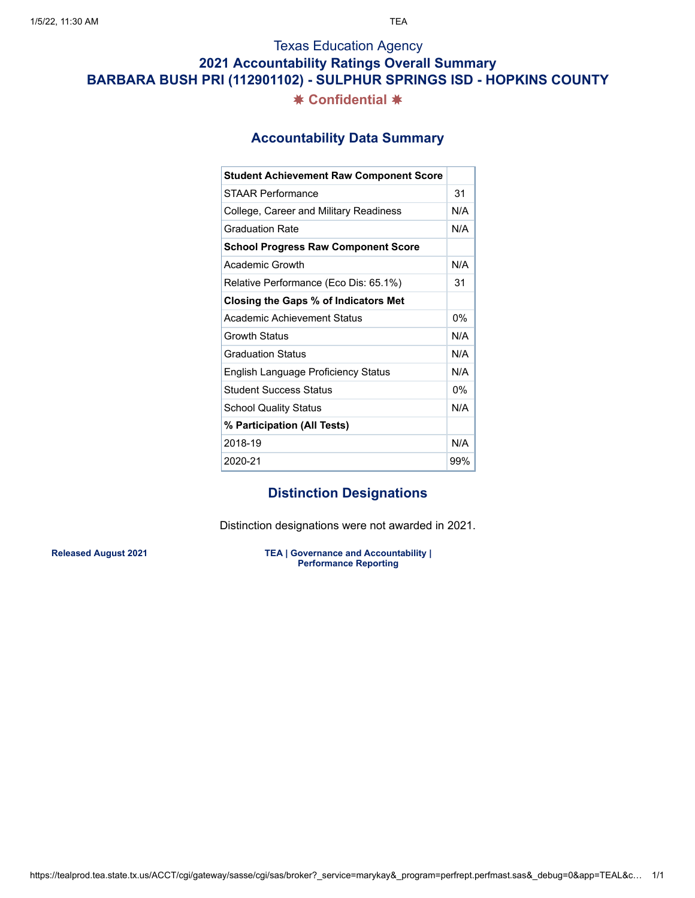# Texas Education Agency

## 2021 Accountability Ratings Overall Summary

## BARBARA BUSH PRI (112901102) - SULPHUR SPRINGS ISD - HOPKINS COUNTY

**✷ Confidential ✷**

### Accountability Data Summary

| **Student Achievement Raw Component Score** | |
|---|---|
| STAAR Performance | 31 |
| College, Career and Military Readiness | N/A |
| Graduation Rate | N/A |
| **School Progress Raw Component Score** | |
| Academic Growth | N/A |
| Relative Performance (Eco Dis: 65.1%) | 31 |
| **Closing the Gaps % of Indicators Met** | |
| Academic Achievement Status | 0% |
| Growth Status | N/A |
| Graduation Status | N/A |
| English Language Proficiency Status | N/A |
| Student Success Status | 0% |
| School Quality Status | N/A |
| **% Participation (All Tests)** | |
| 2018-19 | N/A |
| 2020-21 | 99% |

### Distinction Designations

Distinction designations were not awarded in 2021.

**Released August 2021**

**TEA | Governance and Accountability | Performance Reporting**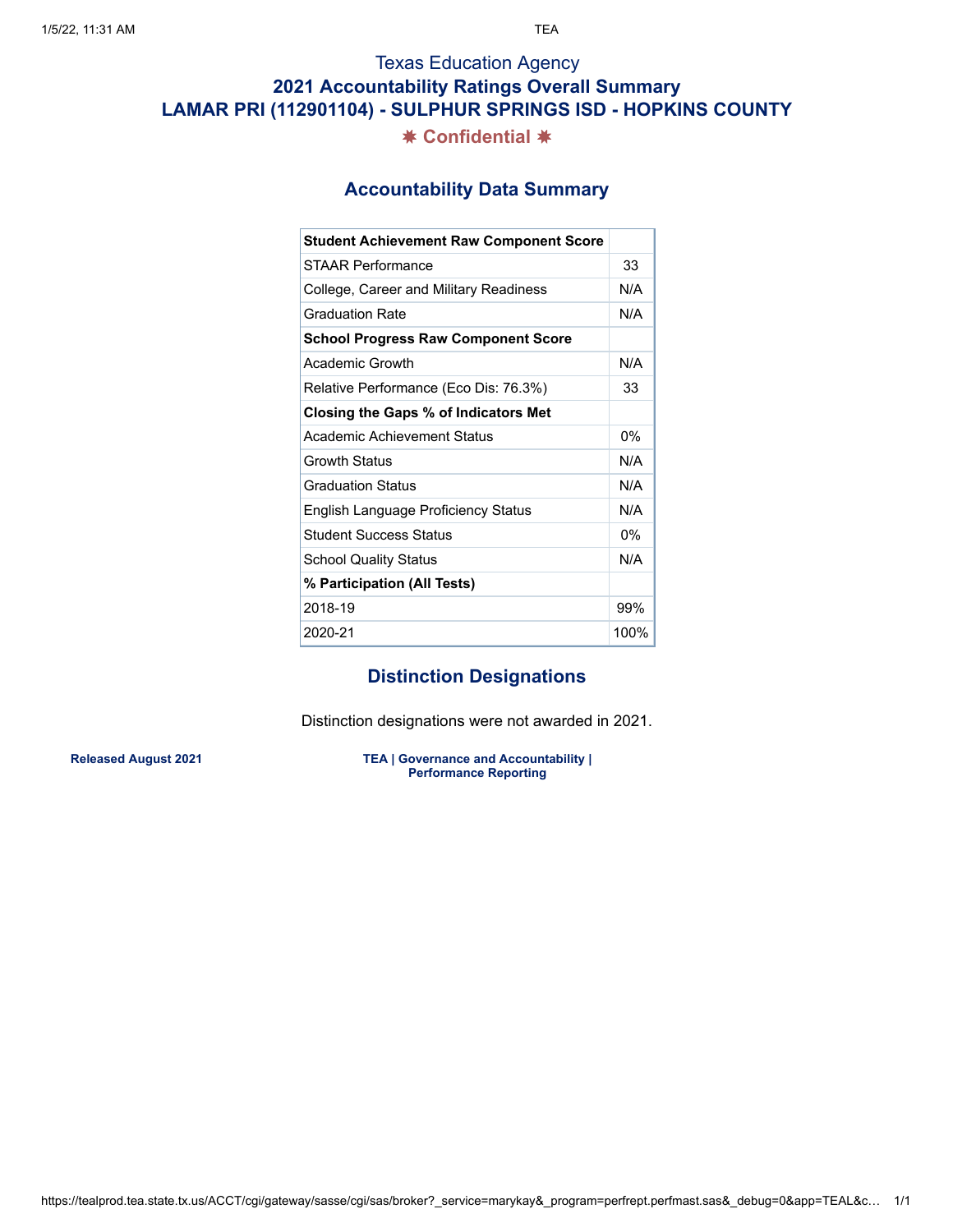# Texas Education Agency

## 2021 Accountability Ratings Overall Summary

## LAMAR PRI (112901104) - SULPHUR SPRINGS ISD - HOPKINS COUNTY

✷ Confidential ✷

### Accountability Data Summary

| **Student Achievement Raw Component Score** | |
|---|---|
| STAAR Performance | 33 |
| College, Career and Military Readiness | N/A |
| Graduation Rate | N/A |
| **School Progress Raw Component Score** | |
| Academic Growth | N/A |
| Relative Performance (Eco Dis: 76.3%) | 33 |
| **Closing the Gaps % of Indicators Met** | |
| Academic Achievement Status | 0% |
| Growth Status | N/A |
| Graduation Status | N/A |
| English Language Proficiency Status | N/A |
| Student Success Status | 0% |
| School Quality Status | N/A |
| **% Participation (All Tests)** | |
| 2018-19 | 99% |
| 2020-21 | 100% |

### Distinction Designations

Distinction designations were not awarded in 2021.

**Released August 2021**

**TEA | Governance and Accountability | Performance Reporting**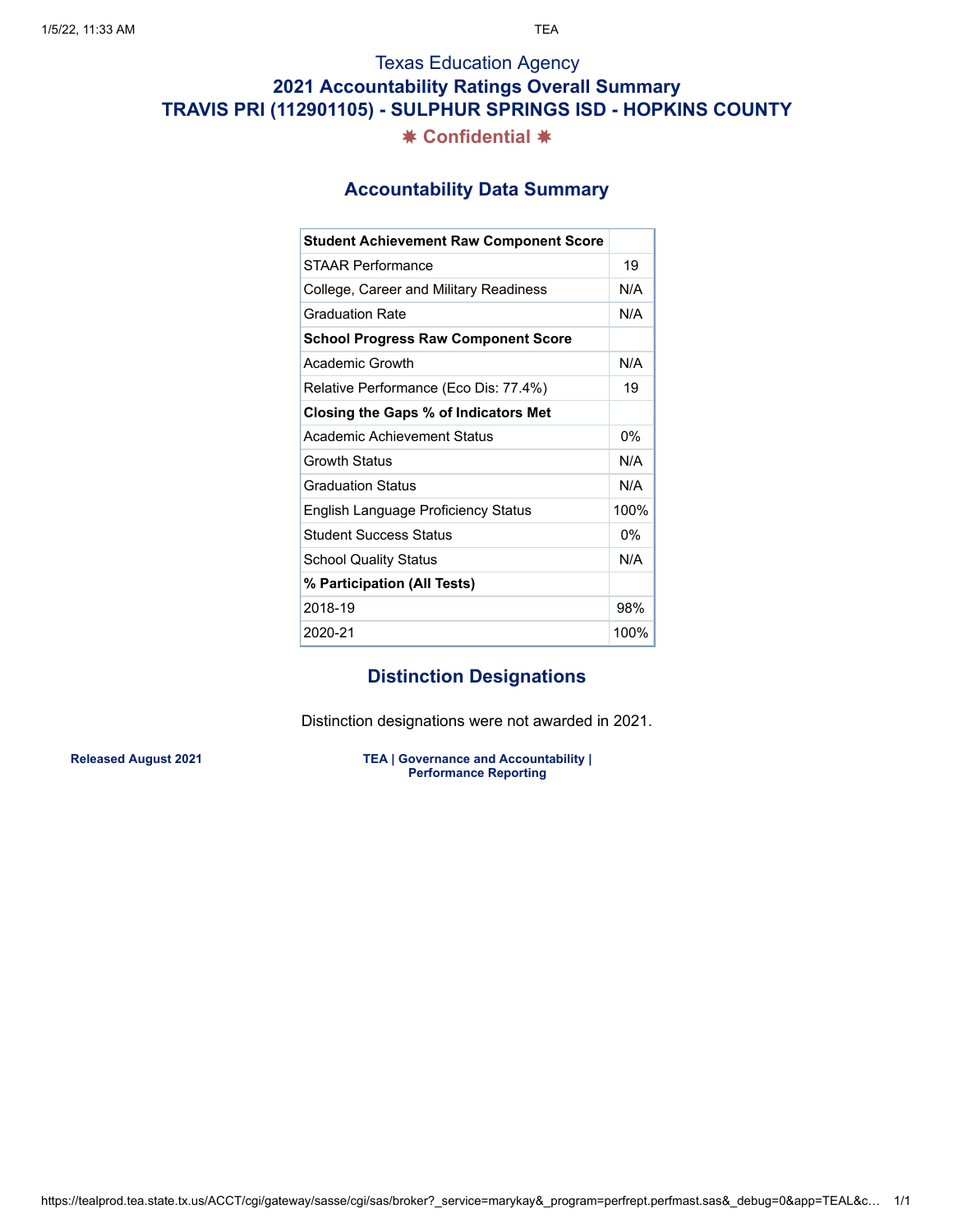Texas Education Agency

# 2021 Accountability Ratings Overall Summary

## TRAVIS PRI (112901105) - SULPHUR SPRINGS ISD - HOPKINS COUNTY

**✷ Confidential ✷**

## Accountability Data Summary

| **Student Achievement Raw Component Score** | |
|---|---|
| STAAR Performance | 19 |
| College, Career and Military Readiness | N/A |
| Graduation Rate | N/A |
| **School Progress Raw Component Score** | |
| Academic Growth | N/A |
| Relative Performance (Eco Dis: 77.4%) | 19 |
| **Closing the Gaps % of Indicators Met** | |
| Academic Achievement Status | 0% |
| Growth Status | N/A |
| Graduation Status | N/A |
| English Language Proficiency Status | 100% |
| Student Success Status | 0% |
| School Quality Status | N/A |
| **% Participation (All Tests)** | |
| 2018-19 | 98% |
| 2020-21 | 100% |

## Distinction Designations

Distinction designations were not awarded in 2021.

**Released August 2021**

**TEA | Governance and Accountability | Performance Reporting**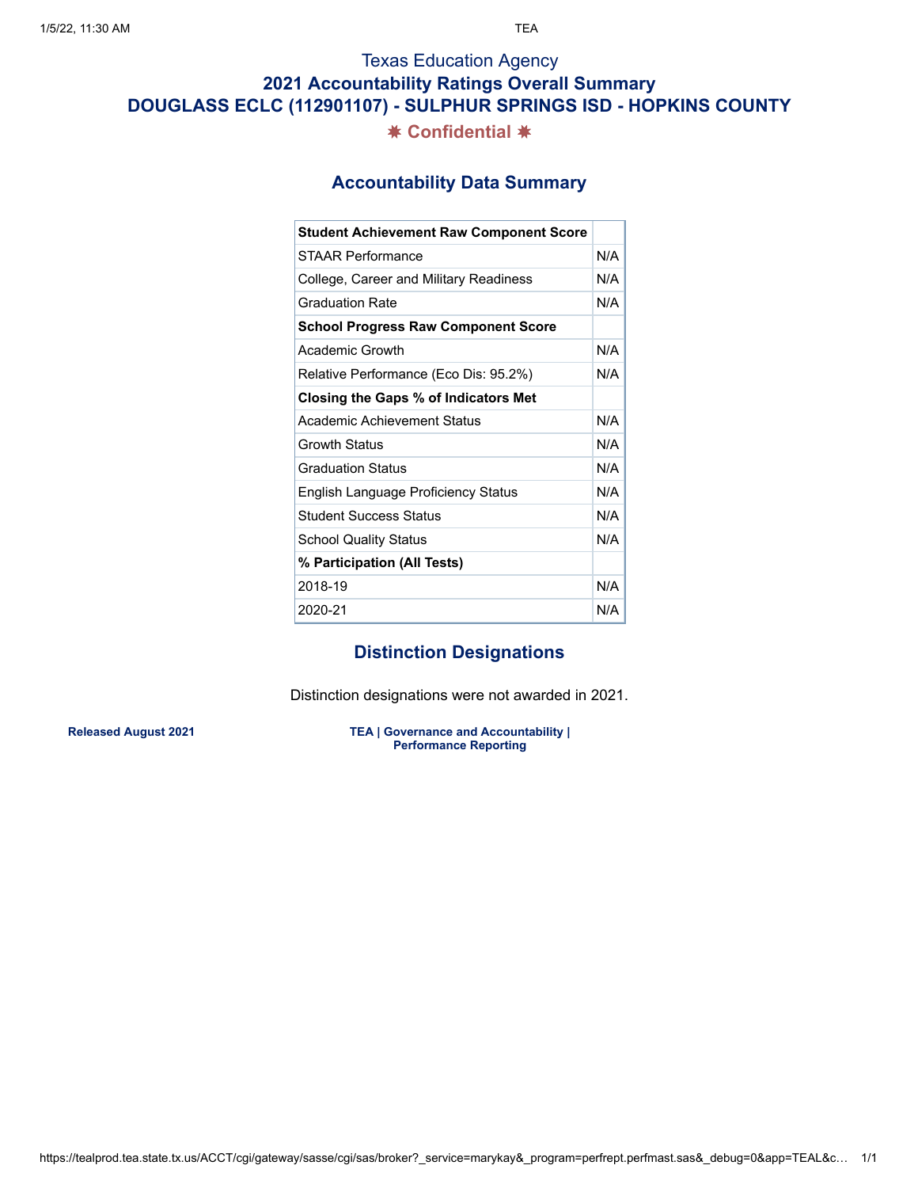Texas Education Agency

## 2021 Accountability Ratings Overall Summary
## DOUGLASS ECLC (112901107) - SULPHUR SPRINGS ISD - HOPKINS COUNTY

**✷ Confidential ✷**

### Accountability Data Summary

| | |
|---|---|
| **Student Achievement Raw Component Score** | |
| STAAR Performance | N/A |
| College, Career and Military Readiness | N/A |
| Graduation Rate | N/A |
| **School Progress Raw Component Score** | |
| Academic Growth | N/A |
| Relative Performance (Eco Dis: 95.2%) | N/A |
| **Closing the Gaps % of Indicators Met** | |
| Academic Achievement Status | N/A |
| Growth Status | N/A |
| Graduation Status | N/A |
| English Language Proficiency Status | N/A |
| Student Success Status | N/A |
| School Quality Status | N/A |
| **% Participation (All Tests)** | |
| 2018-19 | N/A |
| 2020-21 | N/A |

### Distinction Designations

Distinction designations were not awarded in 2021.

**Released August 2021**

**TEA | Governance and Accountability | Performance Reporting**